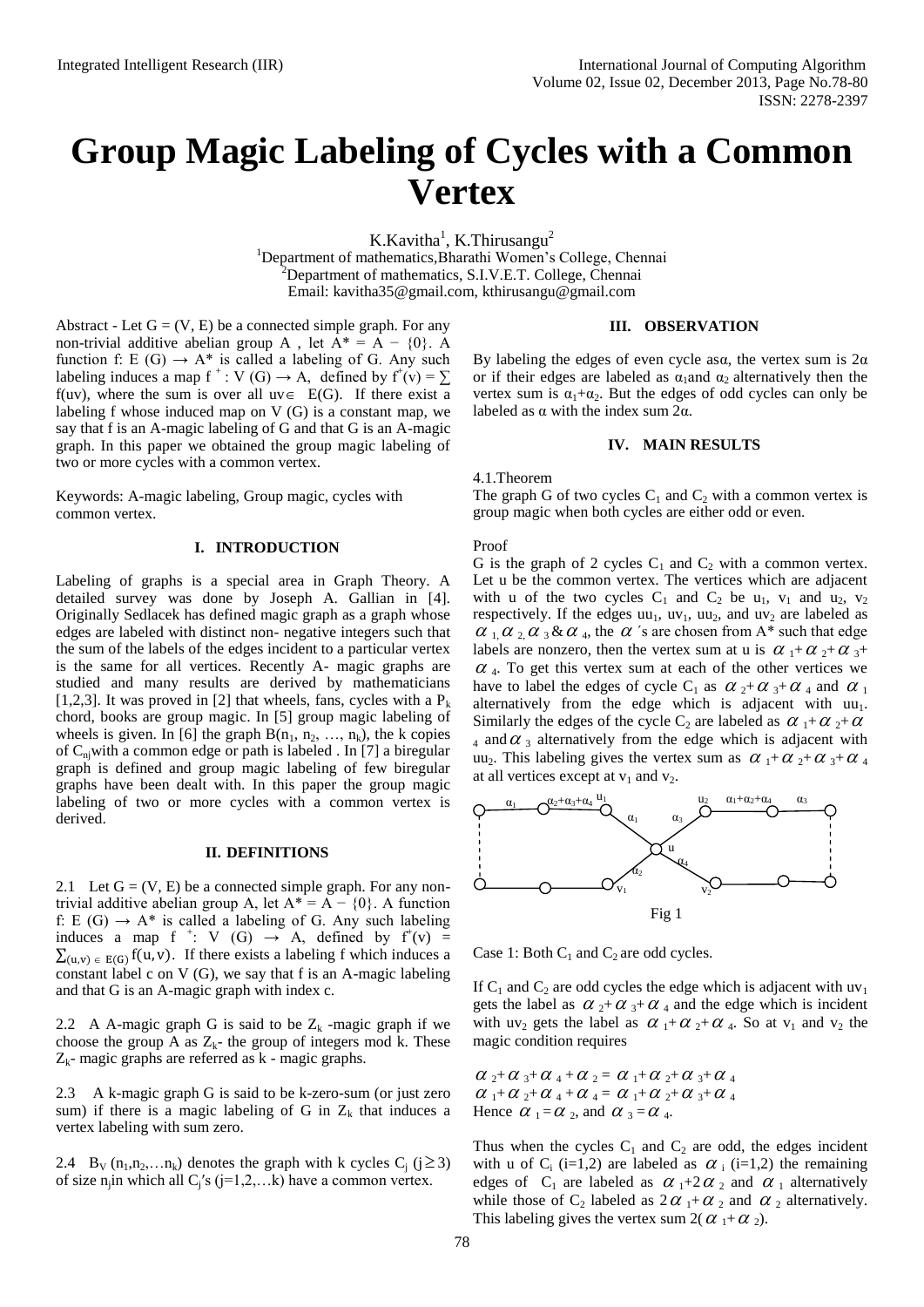# Group Magic Labeling of Cycles with a Common Vertex

K.Kavitha[1], K.Thirusangu[2]

[1]Department of mathematics,Bharathi Women's College, Chennai
[2]Department of mathematics, S.I.V.E.T. College, Chennai
Email: kavitha35@gmail.com, kthirusangu@gmail.com

Abstract - Let G = (V, E) be a connected simple graph. For any non-trivial additive abelian group A , let A* = A − {0}. A function f: E (G) → A* is called a labeling of G. Any such labeling induces a map $f^+$ : V (G) → A, defined by $f^+(v) = \sum f(uv)$, where the sum is over all uv∈ E(G). If there exist a labeling f whose induced map on V (G) is a constant map, we say that f is an A-magic labeling of G and that G is an A-magic graph. In this paper we obtained the group magic labeling of two or more cycles with a common vertex.

Keywords: A-magic labeling, Group magic, cycles with common vertex.

## I. INTRODUCTION

Labeling of graphs is a special area in Graph Theory. A detailed survey was done by Joseph A. Gallian in [4]. Originally Sedlacek has defined magic graph as a graph whose edges are labeled with distinct non- negative integers such that the sum of the labels of the edges incident to a particular vertex is the same for all vertices. Recently A- magic graphs are studied and many results are derived by mathematicians [1,2,3]. It was proved in [2] that wheels, fans, cycles with a $P_k$ chord, books are group magic. In [5] group magic labeling of wheels is given. In [6] the graph B($n_1$, $n_2$, …, $n_k$), the k copies of $C_{nj}$with a common edge or path is labeled . In [7] a biregular graph is defined and group magic labeling of few biregular graphs have been dealt with. In this paper the group magic labeling of two or more cycles with a common vertex is derived.

## II. DEFINITIONS

2.1 Let G = (V, E) be a connected simple graph. For any non-trivial additive abelian group A, let A* = A − {0}. A function f: E (G) → A* is called a labeling of G. Any such labeling induces a map $f^+$: V (G) → A, defined by $f^+(v) = \sum_{(u,v) \in E(G)} f(u,v)$. If there exists a labeling f which induces a constant label c on V (G), we say that f is an A-magic labeling and that G is an A-magic graph with index c.

2.2 A A-magic graph G is said to be $Z_k$ -magic graph if we choose the group A as $Z_k$- the group of integers mod k. These $Z_k$- magic graphs are referred as k - magic graphs.

2.3 A k-magic graph G is said to be k-zero-sum (or just zero sum) if there is a magic labeling of G in $Z_k$ that induces a vertex labeling with sum zero.

2.4 $B_V$ ($n_1$,$n_2$,…$n_k$) denotes the graph with k cycles $C_j$ (j ≥ 3) of size $n_j$in which all $C_j$'s (j=1,2,…k) have a common vertex.

## III. OBSERVATION

By labeling the edges of even cycle asα, the vertex sum is 2α or if their edges are labeled as $\alpha_1$and $\alpha_2$ alternatively then the vertex sum is $\alpha_1+\alpha_2$. But the edges of odd cycles can only be labeled as α with the index sum 2α.

## IV. MAIN RESULTS

4.1.Theorem

The graph G of two cycles $C_1$ and $C_2$ with a common vertex is group magic when both cycles are either odd or even.

Proof

G is the graph of 2 cycles $C_1$ and $C_2$ with a common vertex. Let u be the common vertex. The vertices which are adjacent with u of the two cycles $C_1$ and $C_2$ be $u_1$, $v_1$ and $u_2$, $v_2$ respectively. If the edges $uu_1$, $uv_1$, $uu_2$, and $uv_2$ are labeled as $\alpha_1, \alpha_2, \alpha_3$ & $\alpha_4$, the $\alpha$'s are chosen from A* such that edge labels are nonzero, then the vertex sum at u is $\alpha_1+\alpha_2+\alpha_3+\alpha_4$. To get this vertex sum at each of the other vertices we have to label the edges of cycle $C_1$ as $\alpha_2+\alpha_3+\alpha_4$ and $\alpha_1$ alternatively from the edge which is adjacent with $uu_1$. Similarly the edges of the cycle $C_2$ are labeled as $\alpha_1+\alpha_2+\alpha_4$ and $\alpha_3$ alternatively from the edge which is adjacent with $uu_2$. This labeling gives the vertex sum as $\alpha_1+\alpha_2+\alpha_3+\alpha_4$ at all vertices except at $v_1$ and $v_2$.

$\alpha_1$ $\alpha_2+\alpha_3+\alpha_4$ $u_1$ $\alpha_1$ $\alpha_3$ $u_2$ $\alpha_1+\alpha_2+\alpha_4$ $\alpha_3$ u $\alpha_4$ $\alpha_2$ $v_1$ $v_2$

Fig 1

Case 1: Both $C_1$ and $C_2$ are odd cycles.

If $C_1$ and $C_2$ are odd cycles the edge which is adjacent with $uv_1$ gets the label as $\alpha_2+\alpha_3+\alpha_4$ and the edge which is incident with $uv_2$ gets the label as $\alpha_1+\alpha_2+\alpha_4$. So at $v_1$ and $v_2$ the magic condition requires

$$\alpha_2+\alpha_3+\alpha_4+\alpha_2 = \alpha_1+\alpha_2+\alpha_3+\alpha_4$$
$$\alpha_1+\alpha_2+\alpha_4+\alpha_4 = \alpha_1+\alpha_2+\alpha_3+\alpha_4$$

Hence $\alpha_1 = \alpha_2$, and $\alpha_3 = \alpha_4$.

Thus when the cycles $C_1$ and $C_2$ are odd, the edges incident with u of $C_i$ (i=1,2) are labeled as $\alpha_i$ (i=1,2) the remaining edges of $C_1$ are labeled as $\alpha_1+2\alpha_2$ and $\alpha_1$ alternatively while those of $C_2$ labeled as $2\alpha_1+\alpha_2$ and $\alpha_2$ alternatively. This labeling gives the vertex sum $2(\alpha_1+\alpha_2)$.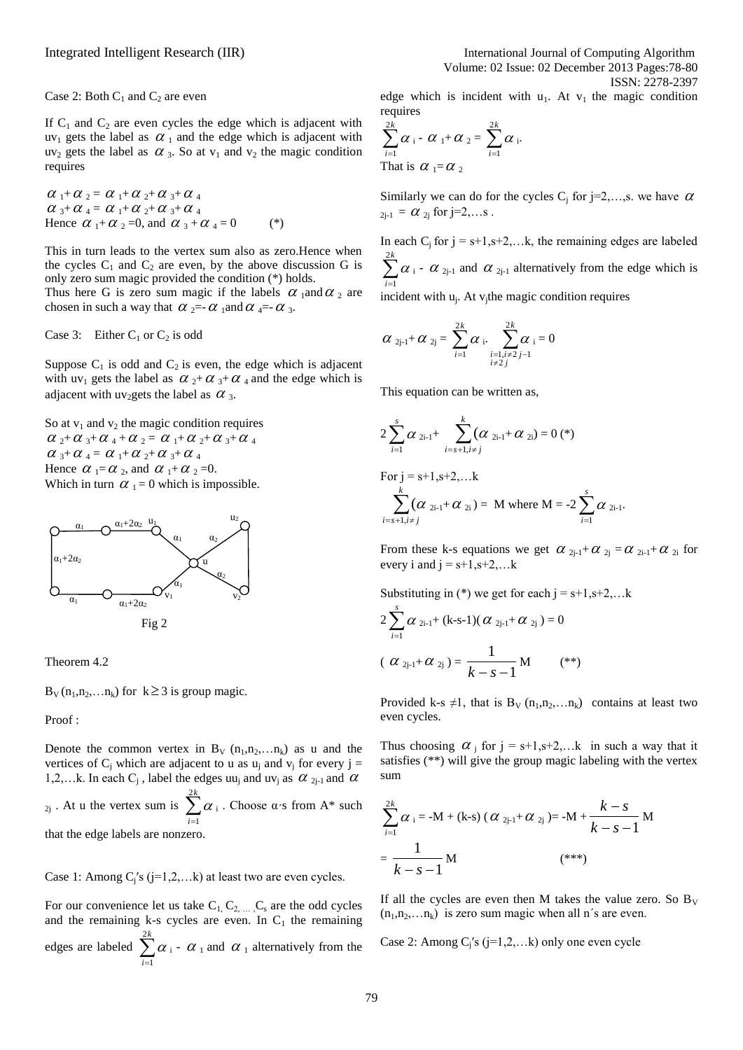Case 2: Both $C_1$ and $C_2$ are even

If $C_1$ and $C_2$ are even cycles the edge which is adjacent with $uv_1$ gets the label as $\alpha_1$ and the edge which is adjacent with $uv_2$ gets the label as $\alpha_3$. So at $v_1$ and $v_2$ the magic condition requires

$\alpha_1+\alpha_2 = \alpha_1+\alpha_2+\alpha_3+\alpha_4$
$\alpha_3+\alpha_4 = \alpha_1+\alpha_2+\alpha_3+\alpha_4$
Hence $\alpha_1+\alpha_2 = 0$, and $\alpha_3+\alpha_4 = 0$ (*)

This in turn leads to the vertex sum also as zero. Hence when the cycles $C_1$ and $C_2$ are even, by the above discussion G is only zero sum magic provided the condition (*) holds.
Thus here G is zero sum magic if the labels $\alpha_1$ and $\alpha_2$ are chosen in such a way that $\alpha_2 = -\alpha_1$ and $\alpha_4 = -\alpha_3$.

Case 3: Either $C_1$ or $C_2$ is odd

Suppose $C_1$ is odd and $C_2$ is even, the edge which is adjacent with $uv_1$ gets the label as $\alpha_2+\alpha_3+\alpha_4$ and the edge which is adjacent with $uv_2$ gets the label as $\alpha_3$.

So at $v_1$ and $v_2$ the magic condition requires
$\alpha_2+\alpha_3+\alpha_4+\alpha_2 = \alpha_1+\alpha_2+\alpha_3+\alpha_4$
$\alpha_3+\alpha_4 = \alpha_1+\alpha_2+\alpha_3+\alpha_4$
Hence $\alpha_1 = \alpha_2$, and $\alpha_1+\alpha_2 = 0$.
Which in turn $\alpha_1 = 0$ which is impossible.

$\alpha_1$ $\alpha_1+2\alpha_2$ $u_1$ $u_2$ $\alpha_1$ $\alpha_2$ $\alpha_1+2\alpha_2$ u $\alpha_2$ $\alpha_1$ $v_1$ $v_2$ $\alpha_1$ $\alpha_1+2\alpha_2$

Fig 2

Theorem 4.2

$B_V(n_1,n_2,\ldots n_k)$ for $k \geq 3$ is group magic.

Proof :

Denote the common vertex in $B_V(n_1,n_2,\ldots n_k)$ as u and the vertices of $C_j$ which are adjacent to u as $u_j$ and $v_j$ for every j = 1,2,…k. In each $C_j$, label the edges $uu_j$ and $uv_j$ as $\alpha_{2j-1}$ and $\alpha_{2j}$. At u the vertex sum is $\sum_{i=1}^{2k}\alpha_i$. Choose α′s from A* such that the edge labels are nonzero.

Case 1: Among $C_j$′s (j=1,2,…k) at least two are even cycles.

For our convenience let us take $C_1, C_2, \ldots, C_s$ are the odd cycles and the remaining k-s cycles are even. In $C_1$ the remaining edges are labeled $\sum_{i=1}^{2k}\alpha_i - \alpha_1$ and $\alpha_1$ alternatively from the edge which is incident with $u_1$. At $v_1$ the magic condition requires

$$\sum_{i=1}^{2k}\alpha_i - \alpha_1+\alpha_2 = \sum_{i=1}^{2k}\alpha_i.$$

That is $\alpha_1 = \alpha_2$

Similarly we can do for the cycles $C_j$ for j=2,…,s. we have $\alpha_{2j-1} = \alpha_{2j}$ for j=2,…s .

In each $C_j$ for j = s+1,s+2,…k, the remaining edges are labeled $\sum_{i=1}^{2k}\alpha_i - \alpha_{2j-1}$ and $\alpha_{2j-1}$ alternatively from the edge which is incident with $u_j$. At $v_j$ the magic condition requires

$$\alpha_{2j-1}+\alpha_{2j} = \sum_{i=1}^{2k}\alpha_i. \quad \sum_{\substack{i=1, i\neq 2j-1\\ i\neq 2j}}^{2k}\alpha_i = 0$$

This equation can be written as,

$$2\sum_{i=1}^{s}\alpha_{2i-1} + \sum_{i=s+1, i\neq j}^{k}(\alpha_{2i-1}+\alpha_{2i}) = 0 \quad (*)$$

For j = s+1,s+2,…k

$$\sum_{i=s+1, i\neq j}^{k}(\alpha_{2i-1}+\alpha_{2i}) = M \text{ where } M = -2\sum_{i=1}^{s}\alpha_{2i-1}.$$

From these k-s equations we get $\alpha_{2j-1}+\alpha_{2j} = \alpha_{2i-1}+\alpha_{2i}$ for every i and j = s+1,s+2,…k

Substituting in (*) we get for each j = s+1,s+2,…k

$$2\sum_{i=1}^{s}\alpha_{2i-1} + (k-s-1)(\alpha_{2j-1}+\alpha_{2j}) = 0$$

$$(\alpha_{2j-1}+\alpha_{2j}) = \frac{1}{k-s-1}M \qquad (**)$$

Provided k-s ≠1, that is $B_V(n_1,n_2,\ldots n_k)$ contains at least two even cycles.

Thus choosing $\alpha_j$ for j = s+1,s+2,…k in a way that it satisfies (**) will give the group magic labeling with the vertex sum

$$\sum_{i=1}^{2k}\alpha_i = -M + (k-s)(\alpha_{2j-1}+\alpha_{2j}) = -M + \frac{k-s}{k-s-1}M$$

$$= \frac{1}{k-s-1}M \qquad (***)$$

If all the cycles are even then M takes the value zero. So $B_V(n_1,n_2,\ldots n_k)$ is zero sum magic when all n′s are even.

Case 2: Among $C_j$′s (j=1,2,…k) only one even cycle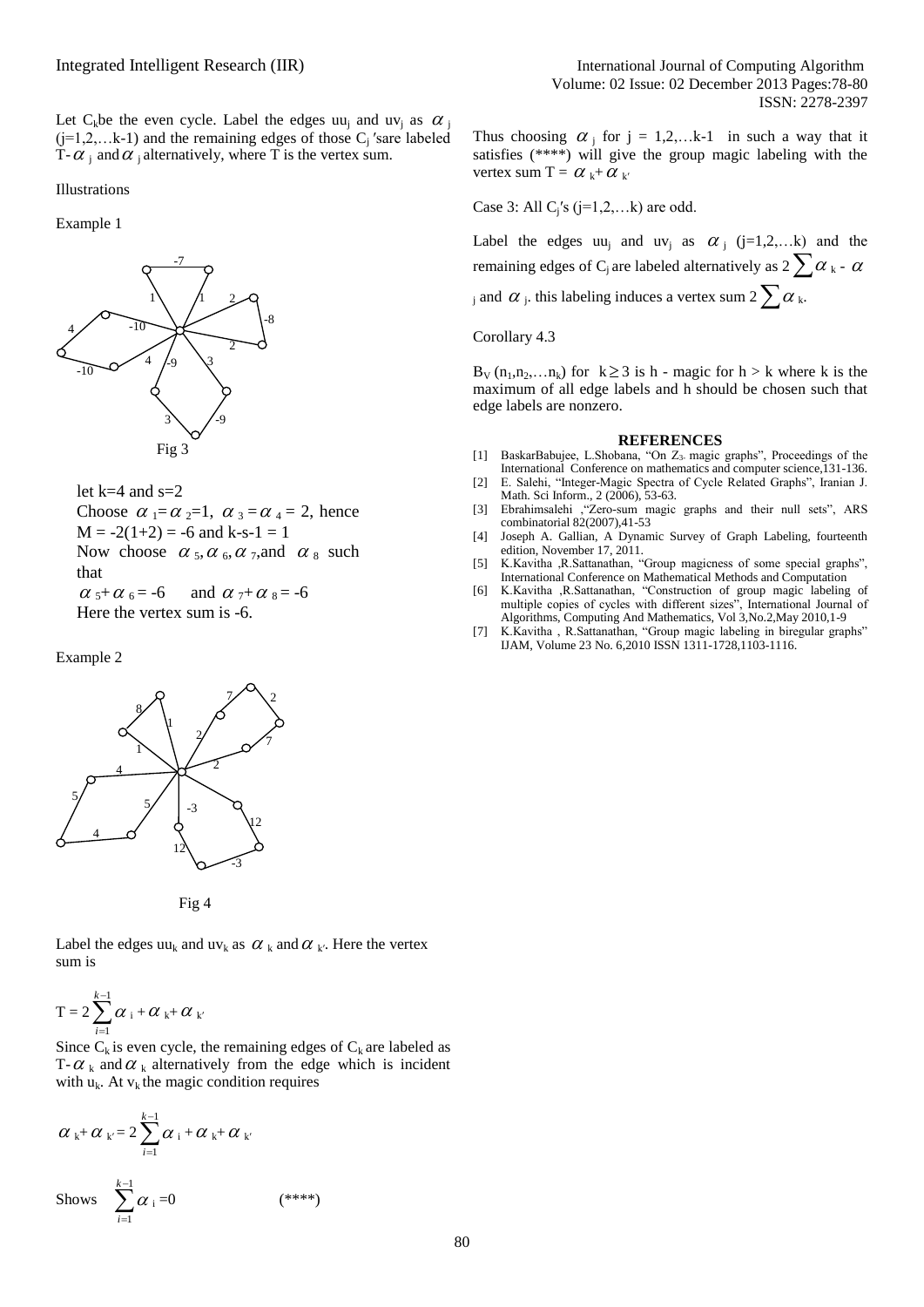Let $C_k$ be the even cycle. Label the edges $uu_j$ and $uv_j$ as $\alpha_j$ ($j=1,2,\ldots k-1$) and the remaining edges of those $C_j$'s are labeled $T-\alpha_j$ and $\alpha_j$ alternatively, where T is the vertex sum.

Illustrations

Example 1

-7
1
1
2
-8
4
-10
2
-10
4
-9
3
3
-9

Fig 3

let k=4 and s=2

Choose $\alpha_1=\alpha_2=1$, $\alpha_3=\alpha_4=2$, hence $M=-2(1+2)=-6$ and $k-s-1=1$

Now choose $\alpha_5, \alpha_6, \alpha_7$, and $\alpha_8$ such that

$\alpha_5+\alpha_6=-6$ and $\alpha_7+\alpha_8=-6$

Here the vertex sum is -6.

Example 2

8
1
1
7
2
2
7
2
4
5
5
-3
4
12
12
-3

Fig 4

Label the edges $uu_k$ and $uv_k$ as $\alpha_k$ and $\alpha_{k'}$. Here the vertex sum is

$$T = 2\sum_{i=1}^{k-1} \alpha_i + \alpha_k + \alpha_{k'}$$

Since $C_k$ is even cycle, the remaining edges of $C_k$ are labeled as $T-\alpha_k$ and $\alpha_k$ alternatively from the edge which is incident with $u_k$. At $v_k$ the magic condition requires

$$\alpha_k + \alpha_{k'} = 2\sum_{i=1}^{k-1} \alpha_i + \alpha_k + \alpha_{k'}$$

Shows $\displaystyle\sum_{i=1}^{k-1} \alpha_i = 0$ (****)

Thus choosing $\alpha_j$ for $j = 1,2,\ldots k-1$ in such a way that it satisfies (****) will give the group magic labeling with the vertex sum $T = \alpha_k + \alpha_{k'}$

Case 3: All $C_j$'s ($j=1,2,\ldots k$) are odd.

Label the edges $uu_j$ and $uv_j$ as $\alpha_j$ ($j=1,2,\ldots k$) and the remaining edges of $C_j$ are labeled alternatively as $2\sum \alpha_k - \alpha_j$ and $\alpha_j$. this labeling induces a vertex sum $2\sum \alpha_k$.

Corollary 4.3

$B_V(n_1,n_2,\ldots n_k)$ for $k \geq 3$ is h - magic for $h > k$ where k is the maximum of all edge labels and h should be chosen such that edge labels are nonzero.

## REFERENCES

[1] BaskarBabujee, L.Shobana, "On $Z_3$- magic graphs", Proceedings of the International Conference on mathematics and computer science,131-136.

[2] E. Salehi, "Integer-Magic Spectra of Cycle Related Graphs", Iranian J. Math. Sci Inform., 2 (2006), 53-63.

[3] Ebrahimsalehi ,"Zero-sum magic graphs and their null sets", ARS combinatorial 82(2007),41-53

[4] Joseph A. Gallian, A Dynamic Survey of Graph Labeling, fourteenth edition, November 17, 2011.

[5] K.Kavitha ,R.Sattanathan, "Group magicness of some special graphs", International Conference on Mathematical Methods and Computation

[6] K.Kavitha ,R.Sattanathan, "Construction of group magic labeling of multiple copies of cycles with different sizes", International Journal of Algorithms, Computing And Mathematics, Vol 3,No.2,May 2010,1-9

[7] K.Kavitha , R.Sattanathan, "Group magic labeling in biregular graphs" IJAM, Volume 23 No. 6,2010 ISSN 1311-1728,1103-1116.